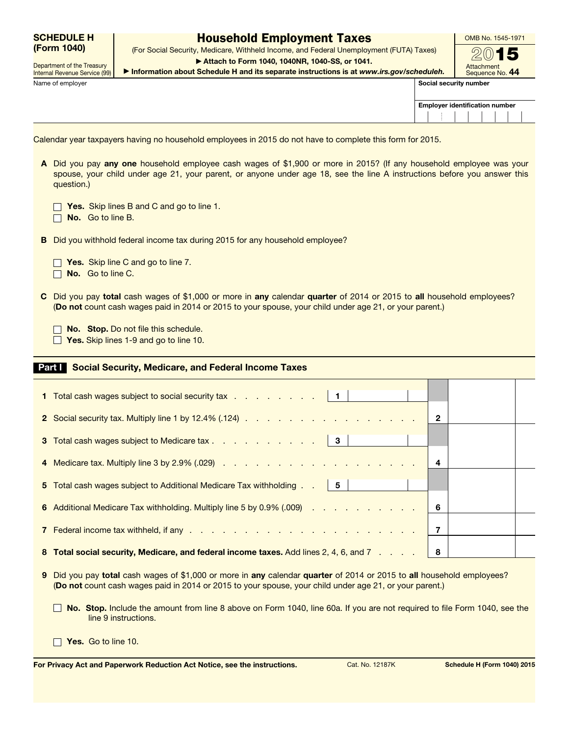**SCHEDULE H (Form 1040)**

Department of the Treasury
Internal Revenue Service (99)

# Household Employment Taxes

(For Social Security, Medicare, Withheld Income, and Federal Unemployment (FUTA) Taxes)

▶ Attach to Form 1040, 1040NR, 1040-SS, or 1041.

▶ Information about Schedule H and its separate instructions is at *www.irs.gov/scheduleh*.

OMB No. 1545-1971

2015

Attachment Sequence No. 44

Name of employer | Social security number | Employer identification number

Calendar year taxpayers having no household employees in 2015 do not have to complete this form for 2015.

**A** Did you pay **any one** household employee cash wages of $1,900 or more in 2015? (If any household employee was your spouse, your child under age 21, your parent, or anyone under age 18, see the line A instructions before you answer this question.)

☐ **Yes.** Skip lines B and C and go to line 1.
☐ **No.** Go to line B.

**B** Did you withhold federal income tax during 2015 for any household employee?

☐ **Yes.** Skip line C and go to line 7.
☐ **No.** Go to line C.

**C** Did you pay **total** cash wages of $1,000 or more in **any** calendar **quarter** of 2014 or 2015 to **all** household employees? (**Do not** count cash wages paid in 2014 or 2015 to your spouse, your child under age 21, or your parent.)

☐ **No. Stop.** Do not file this schedule.
☐ **Yes.** Skip lines 1-9 and go to line 10.

## Part I Social Security, Medicare, and Federal Income Taxes

| Line | Description | | | |
|---|---|---|---|---|
| 1 | Total cash wages subject to social security tax | 1 | | |
| 2 | Social security tax. Multiply line 1 by 12.4% (.124) | | 2 | |
| 3 | Total cash wages subject to Medicare tax | 3 | | |
| 4 | Medicare tax. Multiply line 3 by 2.9% (.029) | | 4 | |
| 5 | Total cash wages subject to Additional Medicare Tax withholding | 5 | | |
| 6 | Additional Medicare Tax withholding. Multiply line 5 by 0.9% (.009) | | 6 | |
| 7 | Federal income tax withheld, if any | | 7 | |
| 8 | **Total social security, Medicare, and federal income taxes.** Add lines 2, 4, 6, and 7 | | 8 | |

**9** Did you pay **total** cash wages of $1,000 or more in **any** calendar **quarter** of 2014 or 2015 to **all** household employees? (**Do not** count cash wages paid in 2014 or 2015 to your spouse, your child under age 21, or your parent.)

☐ **No. Stop.** Include the amount from line 8 above on Form 1040, line 60a. If you are not required to file Form 1040, see the line 9 instructions.

☐ **Yes.** Go to line 10.

For Privacy Act and Paperwork Reduction Act Notice, see the instructions. Cat. No. 12187K Schedule H (Form 1040) 2015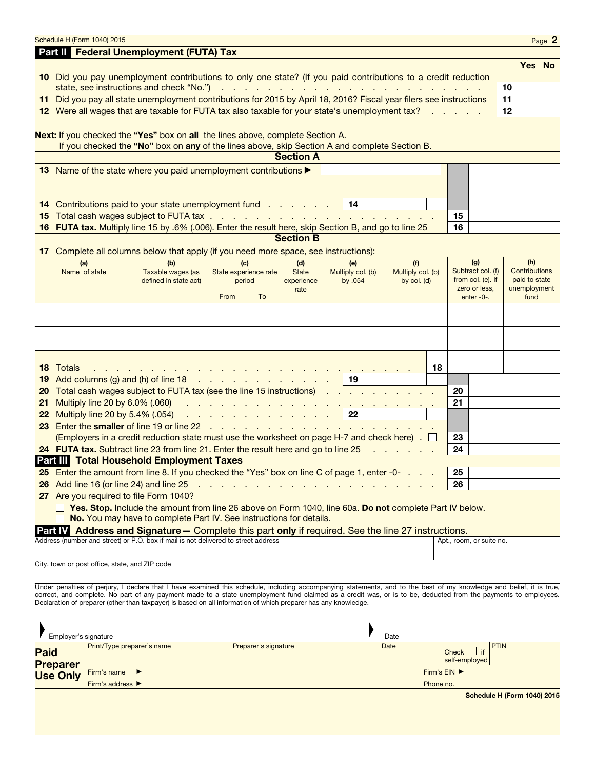Schedule H (Form 1040) 2015

## Part II Federal Unemployment (FUTA) Tax

| | | | Yes | No |
|---|---|---|---|---|
| 10 | Did you pay unemployment contributions to only one state? (If you paid contributions to a credit reduction state, see instructions and check "No.") | 10 | | |
| 11 | Did you pay all state unemployment contributions for 2015 by April 18, 2016? Fiscal year filers see instructions | 11 | | |
| 12 | Were all wages that are taxable for FUTA tax also taxable for your state's unemployment tax? | 12 | | |

**Next:** If you checked the **"Yes"** box on **all** the lines above, complete Section A.
If you checked the **"No"** box on **any** of the lines above, skip Section A and complete Section B.

### Section A

13 Name of the state where you paid unemployment contributions ► ____________

14 Contributions paid to your state unemployment fund . . . . . . . 14

15 Total cash wages subject to FUTA tax . . . . . . . . . . 15

16 **FUTA tax.** Multiply line 15 by .6% (.006). Enter the result here, skip Section B, and go to line 25 16

### Section B

17 Complete all columns below that apply (if you need more space, see instructions):

| (a) Name of state | (b) Taxable wages (as defined in state act) | (c) State experience rate period | | (d) State experience rate | (e) Multiply col. (b) by .054 | (f) Multiply col. (b) by col. (d) | (g) Subtract col. (f) from col. (e). If zero or less, enter -0-. | (h) Contributions paid to state unemployment fund |
|---|---|---|---|---|---|---|---|---|
| | | From | To | | | | | |
| | | | | | | | | |
| | | | | | | | | |

18 Totals . . . . . . . . . . . . . . . . . . . 18

19 Add columns (g) and (h) of line 18 . . . . . . . . 19

20 Total cash wages subject to FUTA tax (see the line 15 instructions) . . . . . 20

21 Multiply line 20 by 6.0% (.060) . . . . . . . . . . 21

22 Multiply line 20 by 5.4% (.054) . . . . . . . . 22

23 Enter the **smaller** of line 19 or line 22 . . . . . . . . . .
(Employers in a credit reduction state must use the worksheet on page H-7 and check here) . ☐ 23

24 **FUTA tax.** Subtract line 23 from line 21. Enter the result here and go to line 25 . . . . 24

## Part III Total Household Employment Taxes

25 Enter the amount from line 8. If you checked the "Yes" box on line C of page 1, enter -0- . . . 25

26 Add line 16 (or line 24) and line 25 . . . . . . . . . . 26

27 Are you required to file Form 1040?

☐ **Yes. Stop.** Include the amount from line 26 above on Form 1040, line 60a. **Do not** complete Part IV below.

☐ **No.** You may have to complete Part IV. See instructions for details.

## Part IV Address and Signature— Complete this part only if required. See the line 27 instructions.

Address (number and street) or P.O. box if mail is not delivered to street address | Apt., room, or suite no.

City, town or post office, state, and ZIP code

Under penalties of perjury, I declare that I have examined this schedule, including accompanying statements, and to the best of my knowledge and belief, it is true, correct, and complete. No part of any payment made to a state unemployment fund claimed as a credit was, or is to be, deducted from the payments to employees. Declaration of preparer (other than taxpayer) is based on all information of which preparer has any knowledge.

► Employer's signature ► Date

| **Paid Preparer Use Only** | Print/Type preparer's name | Preparer's signature | Date | Check ☐ if self-employed | PTIN |
|---|---|---|---|---|---|
| | Firm's name ► | | | Firm's EIN ► | |
| | Firm's address ► | | | Phone no. | |

Schedule H (Form 1040) 2015